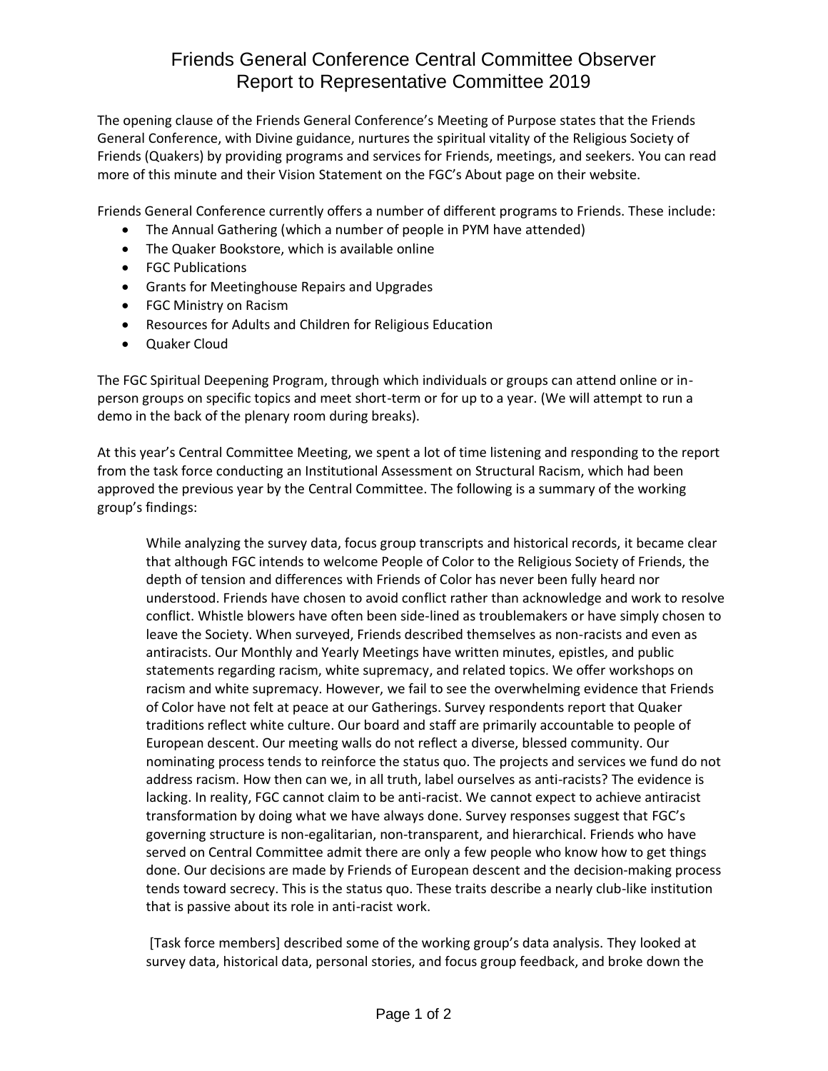# Friends General Conference Central Committee Observer Report to Representative Committee 2019

The opening clause of the Friends General Conference's Meeting of Purpose states that the Friends General Conference, with Divine guidance, nurtures the spiritual vitality of the Religious Society of Friends (Quakers) by providing programs and services for Friends, meetings, and seekers. You can read more of this minute and their Vision Statement on the FGC's About page on their website.

Friends General Conference currently offers a number of different programs to Friends. These include:

- The Annual Gathering (which a number of people in PYM have attended)
- The Quaker Bookstore, which is available online
- FGC Publications
- Grants for Meetinghouse Repairs and Upgrades
- FGC Ministry on Racism
- Resources for Adults and Children for Religious Education
- Quaker Cloud

The FGC Spiritual Deepening Program, through which individuals or groups can attend online or in-person groups on specific topics and meet short-term or for up to a year. (We will attempt to run a demo in the back of the plenary room during breaks).

At this year's Central Committee Meeting, we spent a lot of time listening and responding to the report from the task force conducting an Institutional Assessment on Structural Racism, which had been approved the previous year by the Central Committee. The following is a summary of the working group's findings:

> While analyzing the survey data, focus group transcripts and historical records, it became clear that although FGC intends to welcome People of Color to the Religious Society of Friends, the depth of tension and differences with Friends of Color has never been fully heard nor understood. Friends have chosen to avoid conflict rather than acknowledge and work to resolve conflict. Whistle blowers have often been side-lined as troublemakers or have simply chosen to leave the Society. When surveyed, Friends described themselves as non-racists and even as antiracists. Our Monthly and Yearly Meetings have written minutes, epistles, and public statements regarding racism, white supremacy, and related topics. We offer workshops on racism and white supremacy. However, we fail to see the overwhelming evidence that Friends of Color have not felt at peace at our Gatherings. Survey respondents report that Quaker traditions reflect white culture. Our board and staff are primarily accountable to people of European descent. Our meeting walls do not reflect a diverse, blessed community. Our nominating process tends to reinforce the status quo. The projects and services we fund do not address racism. How then can we, in all truth, label ourselves as anti-racists? The evidence is lacking. In reality, FGC cannot claim to be anti-racist. We cannot expect to achieve antiracist transformation by doing what we have always done. Survey responses suggest that FGC's governing structure is non-egalitarian, non-transparent, and hierarchical. Friends who have served on Central Committee admit there are only a few people who know how to get things done. Our decisions are made by Friends of European descent and the decision-making process tends toward secrecy. This is the status quo. These traits describe a nearly club-like institution that is passive about its role in anti-racist work.
>
> [Task force members] described some of the working group's data analysis. They looked at survey data, historical data, personal stories, and focus group feedback, and broke down the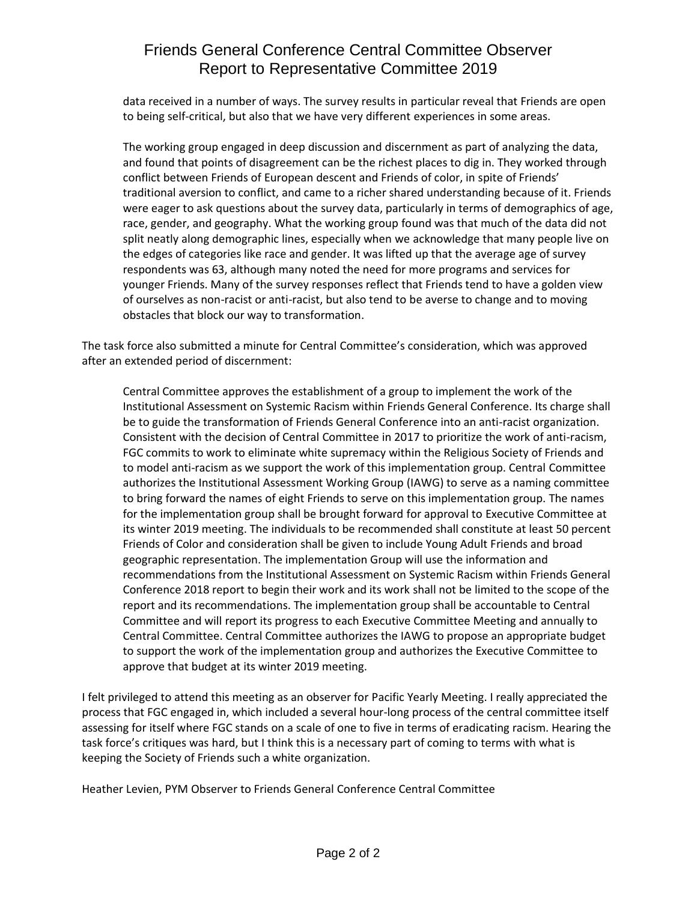data received in a number of ways. The survey results in particular reveal that Friends are open to being self-critical, but also that we have very different experiences in some areas.

> The working group engaged in deep discussion and discernment as part of analyzing the data, and found that points of disagreement can be the richest places to dig in. They worked through conflict between Friends of European descent and Friends of color, in spite of Friends' traditional aversion to conflict, and came to a richer shared understanding because of it. Friends were eager to ask questions about the survey data, particularly in terms of demographics of age, race, gender, and geography. What the working group found was that much of the data did not split neatly along demographic lines, especially when we acknowledge that many people live on the edges of categories like race and gender. It was lifted up that the average age of survey respondents was 63, although many noted the need for more programs and services for younger Friends. Many of the survey responses reflect that Friends tend to have a golden view of ourselves as non-racist or anti-racist, but also tend to be averse to change and to moving obstacles that block our way to transformation.

The task force also submitted a minute for Central Committee's consideration, which was approved after an extended period of discernment:

> Central Committee approves the establishment of a group to implement the work of the Institutional Assessment on Systemic Racism within Friends General Conference. Its charge shall be to guide the transformation of Friends General Conference into an anti-racist organization. Consistent with the decision of Central Committee in 2017 to prioritize the work of anti-racism, FGC commits to work to eliminate white supremacy within the Religious Society of Friends and to model anti-racism as we support the work of this implementation group. Central Committee authorizes the Institutional Assessment Working Group (IAWG) to serve as a naming committee to bring forward the names of eight Friends to serve on this implementation group. The names for the implementation group shall be brought forward for approval to Executive Committee at its winter 2019 meeting. The individuals to be recommended shall constitute at least 50 percent Friends of Color and consideration shall be given to include Young Adult Friends and broad geographic representation. The implementation Group will use the information and recommendations from the Institutional Assessment on Systemic Racism within Friends General Conference 2018 report to begin their work and its work shall not be limited to the scope of the report and its recommendations. The implementation group shall be accountable to Central Committee and will report its progress to each Executive Committee Meeting and annually to Central Committee. Central Committee authorizes the IAWG to propose an appropriate budget to support the work of the implementation group and authorizes the Executive Committee to approve that budget at its winter 2019 meeting.

I felt privileged to attend this meeting as an observer for Pacific Yearly Meeting. I really appreciated the process that FGC engaged in, which included a several hour-long process of the central committee itself assessing for itself where FGC stands on a scale of one to five in terms of eradicating racism. Hearing the task force's critiques was hard, but I think this is a necessary part of coming to terms with what is keeping the Society of Friends such a white organization.

Heather Levien, PYM Observer to Friends General Conference Central Committee